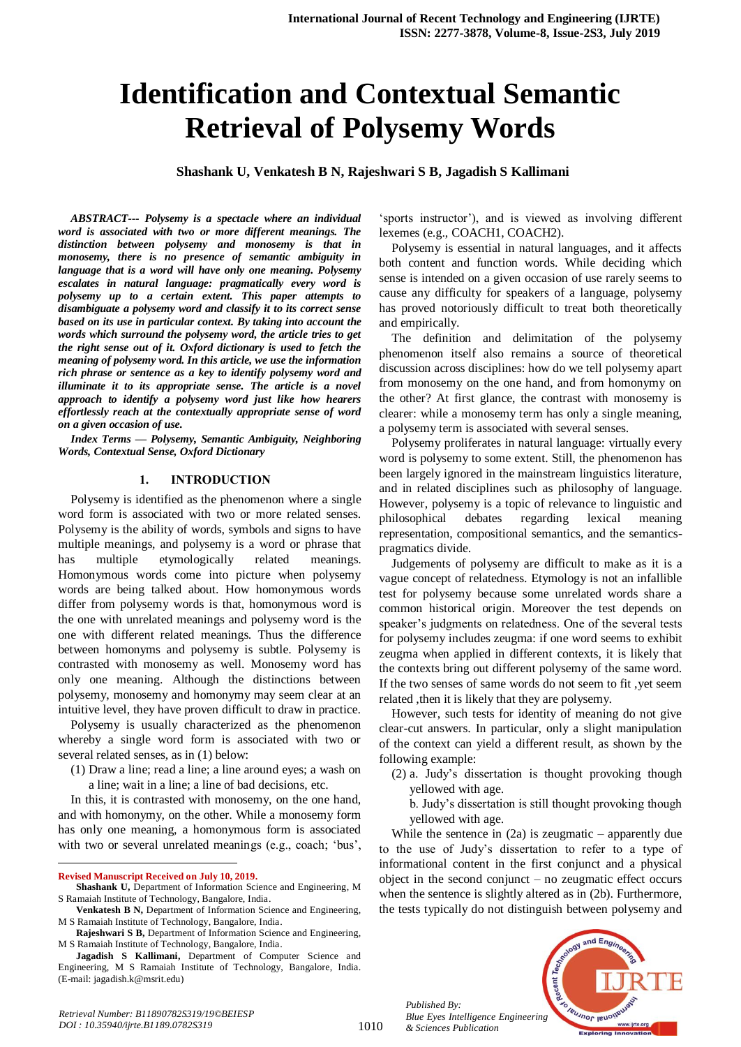# Identification and Contextual Semantic Retrieval of Polysemy Words

**Shashank U, Venkatesh B N, Rajeshwari S B, Jagadish S Kallimani**

***ABSTRACT--- Polysemy is a spectacle where an individual word is associated with two or more different meanings. The distinction between polysemy and monosemy is that in monosemy, there is no presence of semantic ambiguity in language that is a word will have only one meaning. Polysemy escalates in natural language: pragmatically every word is polysemy up to a certain extent. This paper attempts to disambiguate a polysemy word and classify it to its correct sense based on its use in particular context. By taking into account the words which surround the polysemy word, the article tries to get the right sense out of it. Oxford dictionary is used to fetch the meaning of polysemy word. In this article, we use the information rich phrase or sentence as a key to identify polysemy word and illuminate it to its appropriate sense. The article is a novel approach to identify a polysemy word just like how hearers effortlessly reach at the contextually appropriate sense of word on a given occasion of use.***

***Index Terms — Polysemy, Semantic Ambiguity, Neighboring Words, Contextual Sense, Oxford Dictionary***

## 1. INTRODUCTION

Polysemy is identified as the phenomenon where a single word form is associated with two or more related senses. Polysemy is the ability of words, symbols and signs to have multiple meanings, and polysemy is a word or phrase that has multiple etymologically related meanings. Homonymous words come into picture when polysemy words are being talked about. How homonymous words differ from polysemy words is that, homonymous word is the one with unrelated meanings and polysemy word is the one with different related meanings. Thus the difference between homonyms and polysemy is subtle. Polysemy is contrasted with monosemy as well. Monosemy word has only one meaning. Although the distinctions between polysemy, monosemy and homonymy may seem clear at an intuitive level, they have proven difficult to draw in practice.

Polysemy is usually characterized as the phenomenon whereby a single word form is associated with two or several related senses, as in (1) below:

(1) Draw a line; read a line; a line around eyes; a wash on a line; wait in a line; a line of bad decisions, etc.

In this, it is contrasted with monosemy, on the one hand, and with homonymy, on the other. While a monosemy form has only one meaning, a homonymous form is associated with two or several unrelated meanings (e.g., coach; 'bus', 'sports instructor'), and is viewed as involving different lexemes (e.g., COACH1, COACH2).

Polysemy is essential in natural languages, and it affects both content and function words. While deciding which sense is intended on a given occasion of use rarely seems to cause any difficulty for speakers of a language, polysemy has proved notoriously difficult to treat both theoretically and empirically.

The definition and delimitation of the polysemy phenomenon itself also remains a source of theoretical discussion across disciplines: how do we tell polysemy apart from monosemy on the one hand, and from homonymy on the other? At first glance, the contrast with monosemy is clearer: while a monosemy term has only a single meaning, a polysemy term is associated with several senses.

Polysemy proliferates in natural language: virtually every word is polysemy to some extent. Still, the phenomenon has been largely ignored in the mainstream linguistics literature, and in related disciplines such as philosophy of language. However, polysemy is a topic of relevance to linguistic and philosophical debates regarding lexical meaning representation, compositional semantics, and the semantics-pragmatics divide.

Judgements of polysemy are difficult to make as it is a vague concept of relatedness. Etymology is not an infallible test for polysemy because some unrelated words share a common historical origin. Moreover the test depends on speaker's judgments on relatedness. One of the several tests for polysemy includes zeugma: if one word seems to exhibit zeugma when applied in different contexts, it is likely that the contexts bring out different polysemy of the same word. If the two senses of same words do not seem to fit ,yet seem related ,then it is likely that they are polysemy.

However, such tests for identity of meaning do not give clear-cut answers. In particular, only a slight manipulation of the context can yield a different result, as shown by the following example:

(2) a. Judy's dissertation is thought provoking though yellowed with age.

b. Judy's dissertation is still thought provoking though yellowed with age.

While the sentence in (2a) is zeugmatic – apparently due to the use of Judy's dissertation to refer to a type of informational content in the first conjunct and a physical object in the second conjunct – no zeugmatic effect occurs when the sentence is slightly altered as in (2b). Furthermore, the tests typically do not distinguish between polysemy and

---

**Revised Manuscript Received on July 10, 2019.**

**Shashank U,** Department of Information Science and Engineering, M S Ramaiah Institute of Technology, Bangalore, India.

**Venkatesh B N,** Department of Information Science and Engineering, M S Ramaiah Institute of Technology, Bangalore, India.

**Rajeshwari S B,** Department of Information Science and Engineering, M S Ramaiah Institute of Technology, Bangalore, India.

**Jagadish S Kallimani,** Department of Computer Science and Engineering, M S Ramaiah Institute of Technology, Bangalore, India. (E-mail: jagadish.k@msrit.edu)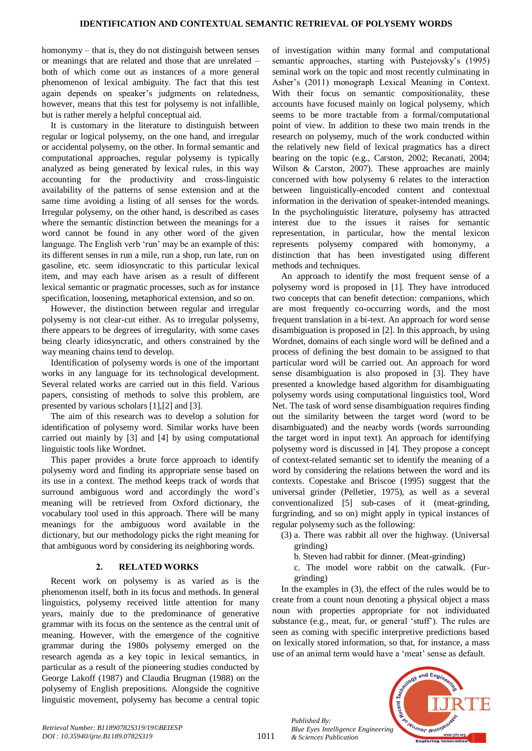homonymy – that is, they do not distinguish between senses or meanings that are related and those that are unrelated – both of which come out as instances of a more general phenomenon of lexical ambiguity. The fact that this test again depends on speaker's judgments on relatedness, however, means that this test for polysemy is not infallible, but is rather merely a helpful conceptual aid.

It is customary in the literature to distinguish between regular or logical polysemy, on the one hand, and irregular or accidental polysemy, on the other. In formal semantic and computational approaches, regular polysemy is typically analyzed as being generated by lexical rules, in this way accounting for the productivity and cross-linguistic availability of the patterns of sense extension and at the same time avoiding a listing of all senses for the words. Irregular polysemy, on the other hand, is described as cases where the semantic distinction between the meanings for a word cannot be found in any other word of the given language. The English verb 'run' may be an example of this: its different senses in run a mile, run a shop, run late, run on gasoline, etc. seem idiosyncratic to this particular lexical item, and may each have arisen as a result of different lexical semantic or pragmatic processes, such as for instance specification, loosening, metaphorical extension, and so on.

However, the distinction between regular and irregular polysemy is not clear-cut either. As to irregular polysemy, there appears to be degrees of irregularity, with some cases being clearly idiosyncratic, and others constrained by the way meaning chains tend to develop.

Identification of polysemy words is one of the important works in any language for its technological development. Several related works are carried out in this field. Various papers, consisting of methods to solve this problem, are presented by various scholars [1],[2] and [3].

The aim of this research was to develop a solution for identification of polysemy word. Similar works have been carried out mainly by [3] and [4] by using computational linguistic tools like Wordnet.

This paper provides a brute force approach to identify polysemy word and finding its appropriate sense based on its use in a context. The method keeps track of words that surround ambiguous word and accordingly the word's meaning will be retrieved from Oxford dictionary, the vocabulary tool used in this approach. There will be many meanings for the ambiguous word available in the dictionary, but our methodology picks the right meaning for that ambiguous word by considering its neighboring words.

## 2. RELATED WORKS

Recent work on polysemy is as varied as is the phenomenon itself, both in its focus and methods. In general linguistics, polysemy received little attention for many years, mainly due to the predominance of generative grammar with its focus on the sentence as the central unit of meaning. However, with the emergence of the cognitive grammar during the 1980s polysemy emerged on the research agenda as a key topic in lexical semantics, in particular as a result of the pioneering studies conducted by George Lakoff (1987) and Claudia Brugman (1988) on the polysemy of English prepositions. Alongside the cognitive linguistic movement, polysemy has become a central topic of investigation within many formal and computational semantic approaches, starting with Pustejovsky's (1995) seminal work on the topic and most recently culminating in Asher's (2011) monograph Lexical Meaning in Context. With their focus on semantic compositionality, these accounts have focused mainly on logical polysemy, which seems to be more tractable from a formal/computational point of view. In addition to these two main trends in the research on polysemy, much of the work conducted within the relatively new field of lexical pragmatics has a direct bearing on the topic (e.g., Carston, 2002; Recanati, 2004; Wilson & Carston, 2007). These approaches are mainly concerned with how polysemy 6 relates to the interaction between linguistically-encoded content and contextual information in the derivation of speaker-intended meanings. In the psycholinguistic literature, polysemy has attracted interest due to the issues it raises for semantic representation, in particular, how the mental lexicon represents polysemy compared with homonymy, a distinction that has been investigated using different methods and techniques.

An approach to identify the most frequent sense of a polysemy word is proposed in [1]. They have introduced two concepts that can benefit detection: companions, which are most frequently co-occurring words, and the most frequent translation in a bi-text. An approach for word sense disambiguation is proposed in [2]. In this approach, by using Wordnet, domains of each single word will be defined and a process of defining the best domain to be assigned to that particular word will be carried out. An approach for word sense disambiguation is also proposed in [3]. They have presented a knowledge based algorithm for disambiguating polysemy words using computational linguistics tool, Word Net. The task of word sense disambiguation requires finding out the similarity between the target word (word to be disambiguated) and the nearby words (words surrounding the target word in input text). An approach for identifying polysemy word is discussed in [4]. They propose a concept of context-related semantic set to identify the meaning of a word by considering the relations between the word and its contexts. Copestake and Briscoe (1995) suggest that the universal grinder (Pelletier, 1975), as well as a several conventionalized [5] sub-cases of it (meat-grinding, furgrinding, and so on) might apply in typical instances of regular polysemy such as the following:

(3) a. There was rabbit all over the highway. (Universal grinding)

b. Steven had rabbit for dinner. (Meat-grinding)

c. The model wore rabbit on the catwalk. (Fur-grinding)

In the examples in (3), the effect of the rules would be to create from a count noun denoting a physical object a mass noun with properties appropriate for not individuated substance (e.g., meat, fur, or general 'stuff'). The rules are seen as coming with specific interpretive predictions based on lexically stored information, so that, for instance, a mass use of an animal term would have a 'meat' sense as default.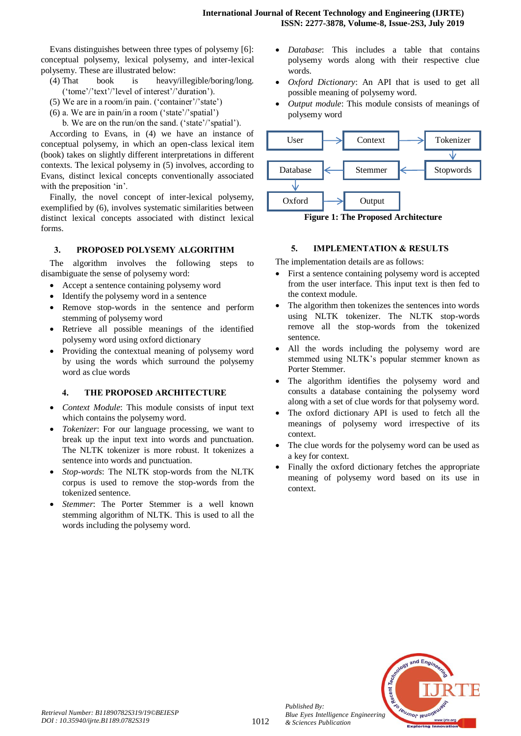Evans distinguishes between three types of polysemy [6]: conceptual polysemy, lexical polysemy, and inter-lexical polysemy. These are illustrated below:

(4) That book is heavy/illegible/boring/long. ('tome'/'text'/'level of interest'/'duration').

(5) We are in a room/in pain. ('container'/'state')

(6) a. We are in pain/in a room ('state'/'spatial')

b. We are on the run/on the sand. ('state'/'spatial').

According to Evans, in (4) we have an instance of conceptual polysemy, in which an open-class lexical item (book) takes on slightly different interpretations in different contexts. The lexical polysemy in (5) involves, according to Evans, distinct lexical concepts conventionally associated with the preposition 'in'.

Finally, the novel concept of inter-lexical polysemy, exemplified by (6), involves systematic similarities between distinct lexical concepts associated with distinct lexical forms.

## 3. PROPOSED POLYSEMY ALGORITHM

The algorithm involves the following steps to disambiguate the sense of polysemy word:

- Accept a sentence containing polysemy word
- Identify the polysemy word in a sentence
- Remove stop-words in the sentence and perform stemming of polysemy word
- Retrieve all possible meanings of the identified polysemy word using oxford dictionary
- Providing the contextual meaning of polysemy word by using the words which surround the polysemy word as clue words

## 4. THE PROPOSED ARCHITECTURE

- *Context Module*: This module consists of input text which contains the polysemy word.
- *Tokenizer*: For our language processing, we want to break up the input text into words and punctuation. The NLTK tokenizer is more robust. It tokenizes a sentence into words and punctuation.
- *Stop-words*: The NLTK stop-words from the NLTK corpus is used to remove the stop-words from the tokenized sentence.
- *Stemmer*: The Porter Stemmer is a well known stemming algorithm of NLTK. This is used to all the words including the polysemy word.
- *Database*: This includes a table that contains polysemy words along with their respective clue words.
- *Oxford Dictionary*: An API that is used to get all possible meaning of polysemy word.
- *Output module*: This module consists of meanings of polysemy word

User → Context → Tokenizer → Stopwords → Stemmer → Database → Oxford → Output

**Figure 1: The Proposed Architecture**

## 5. IMPLEMENTATION & RESULTS

The implementation details are as follows:

- First a sentence containing polysemy word is accepted from the user interface. This input text is then fed to the context module.
- The algorithm then tokenizes the sentences into words using NLTK tokenizer. The NLTK stop-words remove all the stop-words from the tokenized sentence.
- All the words including the polysemy word are stemmed using NLTK's popular stemmer known as Porter Stemmer.
- The algorithm identifies the polysemy word and consults a database containing the polysemy word along with a set of clue words for that polysemy word.
- The oxford dictionary API is used to fetch all the meanings of polysemy word irrespective of its context.
- The clue words for the polysemy word can be used as a key for context.
- Finally the oxford dictionary fetches the appropriate meaning of polysemy word based on its use in context.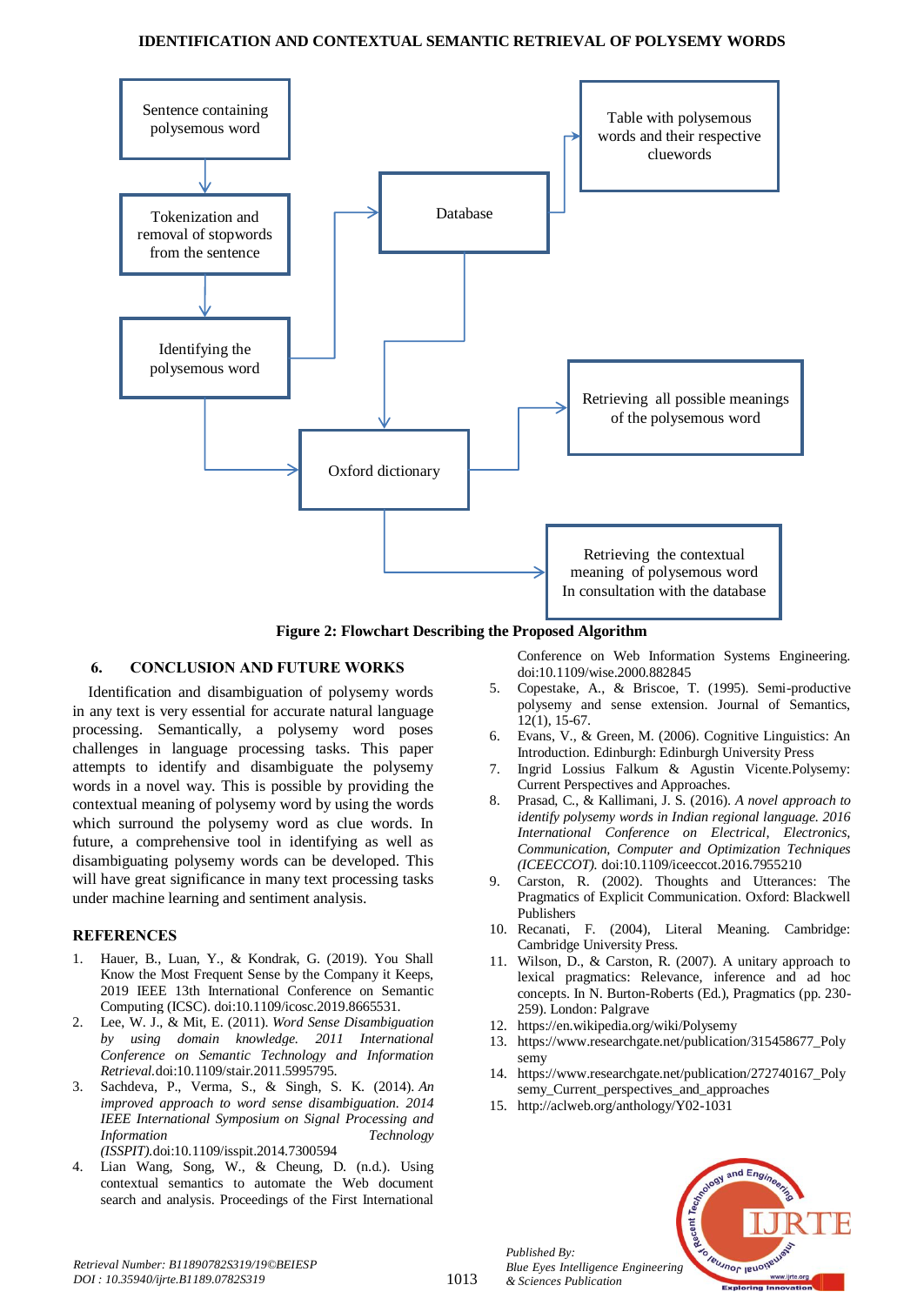Sentence containing polysemous word

Tokenization and removal of stopwords from the sentence

Identifying the polysemous word

Database

Table with polysemous words and their respective cluewords

Oxford dictionary

Retrieving all possible meanings of the polysemous word

Retrieving the contextual meaning of polysemous word In consultation with the database

**Figure 2: Flowchart Describing the Proposed Algorithm**

## 6. CONCLUSION AND FUTURE WORKS

Identification and disambiguation of polysemy words in any text is very essential for accurate natural language processing. Semantically, a polysemy word poses challenges in language processing tasks. This paper attempts to identify and disambiguate the polysemy words in a novel way. This is possible by providing the contextual meaning of polysemy word by using the words which surround the polysemy word as clue words. In future, a comprehensive tool in identifying as well as disambiguating polysemy words can be developed. This will have great significance in many text processing tasks under machine learning and sentiment analysis.

## REFERENCES

1. Hauer, B., Luan, Y., & Kondrak, G. (2019). You Shall Know the Most Frequent Sense by the Company it Keeps, 2019 IEEE 13th International Conference on Semantic Computing (ICSC). doi:10.1109/icosc.2019.8665531.
2. Lee, W. J., & Mit, E. (2011). *Word Sense Disambiguation by using domain knowledge. 2011 International Conference on Semantic Technology and Information Retrieval*.doi:10.1109/stair.2011.5995795.
3. Sachdeva, P., Verma, S., & Singh, S. K. (2014). *An improved approach to word sense disambiguation. 2014 IEEE International Symposium on Signal Processing and Information Technology (ISSPIT)*.doi:10.1109/isspit.2014.7300594
4. Lian Wang, Song, W., & Cheung, D. (n.d.). Using contextual semantics to automate the Web document search and analysis. Proceedings of the First International Conference on Web Information Systems Engineering. doi:10.1109/wise.2000.882845
5. Copestake, A., & Briscoe, T. (1995). Semi-productive polysemy and sense extension. Journal of Semantics, 12(1), 15-67.
6. Evans, V., & Green, M. (2006). Cognitive Linguistics: An Introduction. Edinburgh: Edinburgh University Press
7. Ingrid Lossius Falkum & Agustin Vicente.Polysemy: Current Perspectives and Approaches.
8. Prasad, C., & Kallimani, J. S. (2016). *A novel approach to identify polysemy words in Indian regional language. 2016 International Conference on Electrical, Electronics, Communication, Computer and Optimization Techniques (ICEECCOT)*. doi:10.1109/iceeccot.2016.7955210
9. Carston, R. (2002). Thoughts and Utterances: The Pragmatics of Explicit Communication. Oxford: Blackwell Publishers
10. Recanati, F. (2004), Literal Meaning. Cambridge: Cambridge University Press.
11. Wilson, D., & Carston, R. (2007). A unitary approach to lexical pragmatics: Relevance, inference and ad hoc concepts. In N. Burton-Roberts (Ed.), Pragmatics (pp. 230-259). London: Palgrave
12. https://en.wikipedia.org/wiki/Polysemy
13. https://www.researchgate.net/publication/315458677_Polysemy
14. https://www.researchgate.net/publication/272740167_Polysemy_Current_perspectives_and_approaches
15. http://aclweb.org/anthology/Y02-1031